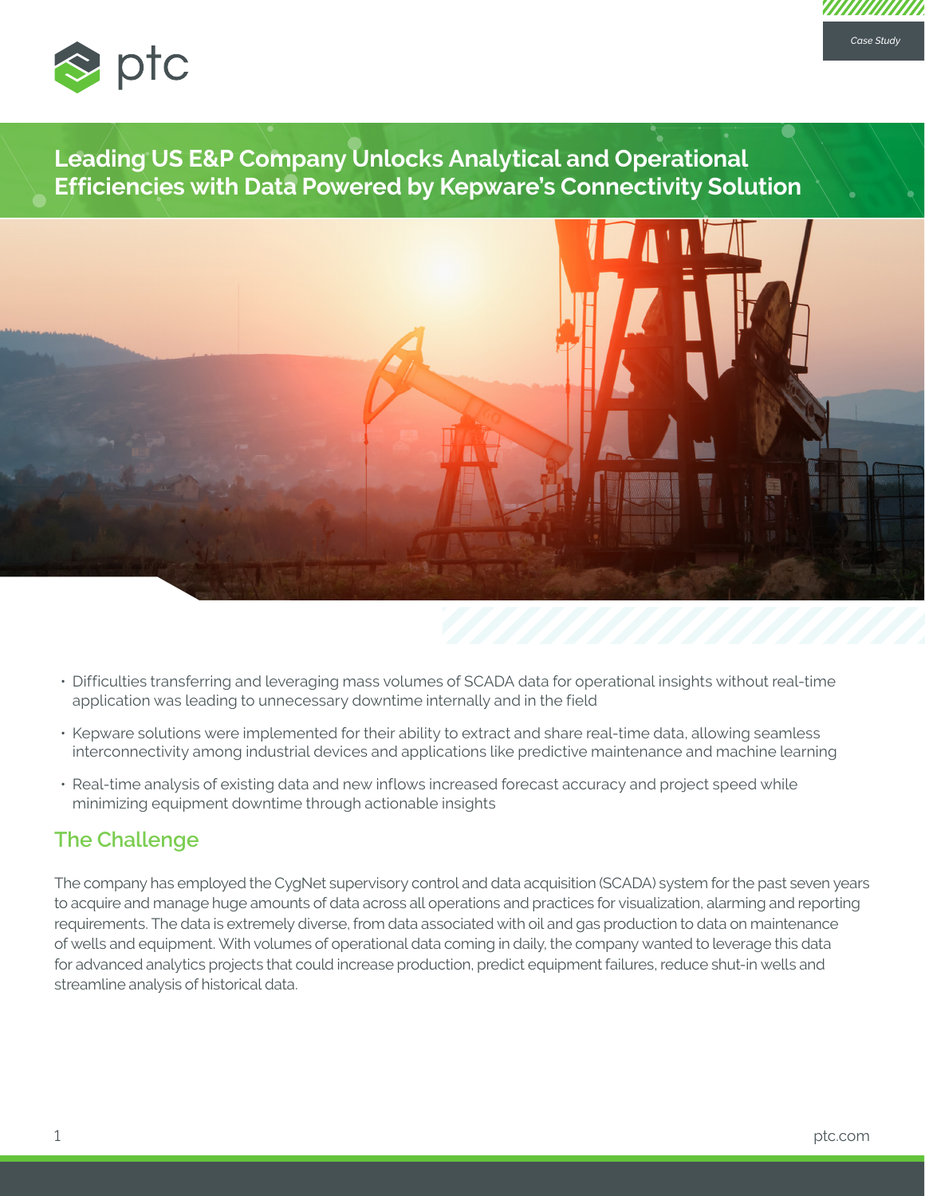Case Study

# Leading US E&P Company Unlocks Analytical and Operational Efficiencies with Data Powered by Kepware's Connectivity Solution

- Difficulties transferring and leveraging mass volumes of SCADA data for operational insights without real-time application was leading to unnecessary downtime internally and in the field
- Kepware solutions were implemented for their ability to extract and share real-time data, allowing seamless interconnectivity among industrial devices and applications like predictive maintenance and machine learning
- Real-time analysis of existing data and new inflows increased forecast accuracy and project speed while minimizing equipment downtime through actionable insights

## The Challenge

The company has employed the CygNet supervisory control and data acquisition (SCADA) system for the past seven years to acquire and manage huge amounts of data across all operations and practices for visualization, alarming and reporting requirements. The data is extremely diverse, from data associated with oil and gas production to data on maintenance of wells and equipment. With volumes of operational data coming in daily, the company wanted to leverage this data for advanced analytics projects that could increase production, predict equipment failures, reduce shut-in wells and streamline analysis of historical data.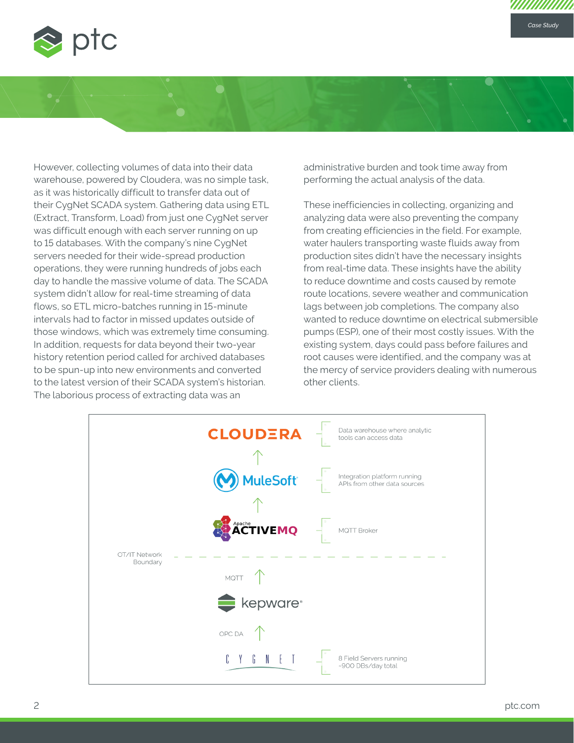However, collecting volumes of data into their data warehouse, powered by Cloudera, was no simple task, as it was historically difficult to transfer data out of their CygNet SCADA system. Gathering data using ETL (Extract, Transform, Load) from just one CygNet server was difficult enough with each server running on up to 15 databases. With the company's nine CygNet servers needed for their wide-spread production operations, they were running hundreds of jobs each day to handle the massive volume of data. The SCADA system didn't allow for real-time streaming of data flows, so ETL micro-batches running in 15-minute intervals had to factor in missed updates outside of those windows, which was extremely time consuming. In addition, requests for data beyond their two-year history retention period called for archived databases to be spun-up into new environments and converted to the latest version of their SCADA system's historian. The laborious process of extracting data was an administrative burden and took time away from performing the actual analysis of the data.

These inefficiencies in collecting, organizing and analyzing data were also preventing the company from creating efficiencies in the field. For example, water haulers transporting waste fluids away from production sites didn't have the necessary insights from real-time data. These insights have the ability to reduce downtime and costs caused by remote route locations, severe weather and communication lags between job completions. The company also wanted to reduce downtime on electrical submersible pumps (ESP), one of their most costly issues. With the existing system, days could pass before failures and root causes were identified, and the company was at the mercy of service providers dealing with numerous other clients.

CLOUDERA — Data warehouse where analytic tools can access data

↑

MuleSoft — Integration platform running APIs from other data sources

↑

Apache ACTIVEMQ — MQTT Broker

OT/IT Network Boundary

MQTT ↑

kepware

OPC DA ↑

CYGNET — 8 Field Servers running ~900 DBs/day total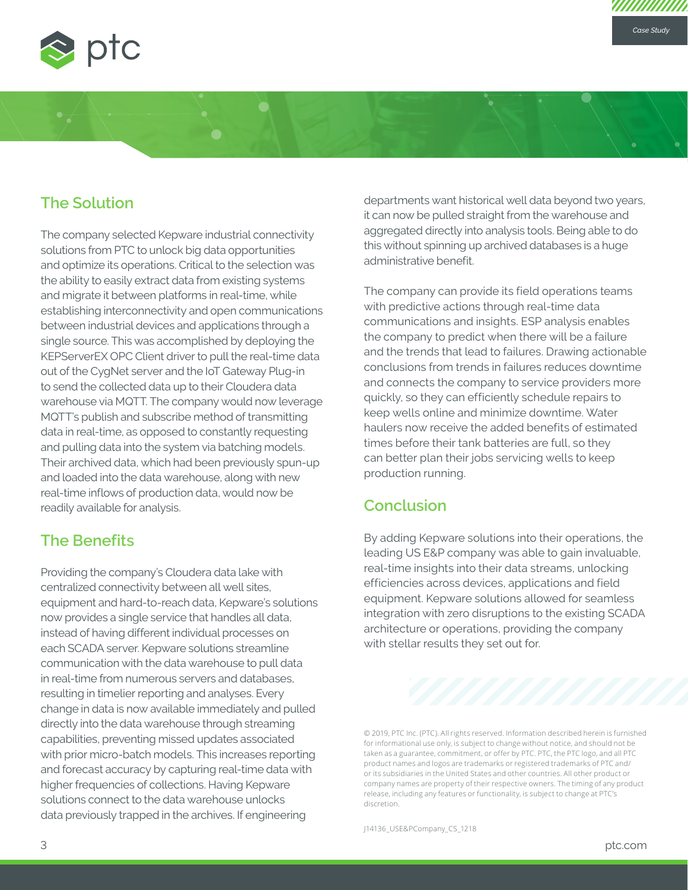## The Solution

The company selected Kepware industrial connectivity solutions from PTC to unlock big data opportunities and optimize its operations. Critical to the selection was the ability to easily extract data from existing systems and migrate it between platforms in real-time, while establishing interconnectivity and open communications between industrial devices and applications through a single source. This was accomplished by deploying the KEPServerEX OPC Client driver to pull the real-time data out of the CygNet server and the IoT Gateway Plug-in to send the collected data up to their Cloudera data warehouse via MQTT. The company would now leverage MQTT's publish and subscribe method of transmitting data in real-time, as opposed to constantly requesting and pulling data into the system via batching models. Their archived data, which had been previously spun-up and loaded into the data warehouse, along with new real-time inflows of production data, would now be readily available for analysis.

## The Benefits

Providing the company's Cloudera data lake with centralized connectivity between all well sites, equipment and hard-to-reach data, Kepware's solutions now provides a single service that handles all data, instead of having different individual processes on each SCADA server. Kepware solutions streamline communication with the data warehouse to pull data in real-time from numerous servers and databases, resulting in timelier reporting and analyses. Every change in data is now available immediately and pulled directly into the data warehouse through streaming capabilities, preventing missed updates associated with prior micro-batch models. This increases reporting and forecast accuracy by capturing real-time data with higher frequencies of collections. Having Kepware solutions connect to the data warehouse unlocks data previously trapped in the archives. If engineering departments want historical well data beyond two years, it can now be pulled straight from the warehouse and aggregated directly into analysis tools. Being able to do this without spinning up archived databases is a huge administrative benefit.

The company can provide its field operations teams with predictive actions through real-time data communications and insights. ESP analysis enables the company to predict when there will be a failure and the trends that lead to failures. Drawing actionable conclusions from trends in failures reduces downtime and connects the company to service providers more quickly, so they can efficiently schedule repairs to keep wells online and minimize downtime. Water haulers now receive the added benefits of estimated times before their tank batteries are full, so they can better plan their jobs servicing wells to keep production running.

## Conclusion

By adding Kepware solutions into their operations, the leading US E&P company was able to gain invaluable, real-time insights into their data streams, unlocking efficiencies across devices, applications and field equipment. Kepware solutions allowed for seamless integration with zero disruptions to the existing SCADA architecture or operations, providing the company with stellar results they set out for.

© 2019, PTC Inc. (PTC). All rights reserved. Information described herein is furnished for informational use only, is subject to change without notice, and should not be taken as a guarantee, commitment, or offer by PTC. PTC, the PTC logo, and all PTC product names and logos are trademarks or registered trademarks of PTC and/or its subsidiaries in the United States and other countries. All other product or company names are property of their respective owners. The timing of any product release, including any features or functionality, is subject to change at PTC's discretion.

J14136_USE&PCompany_CS_1218